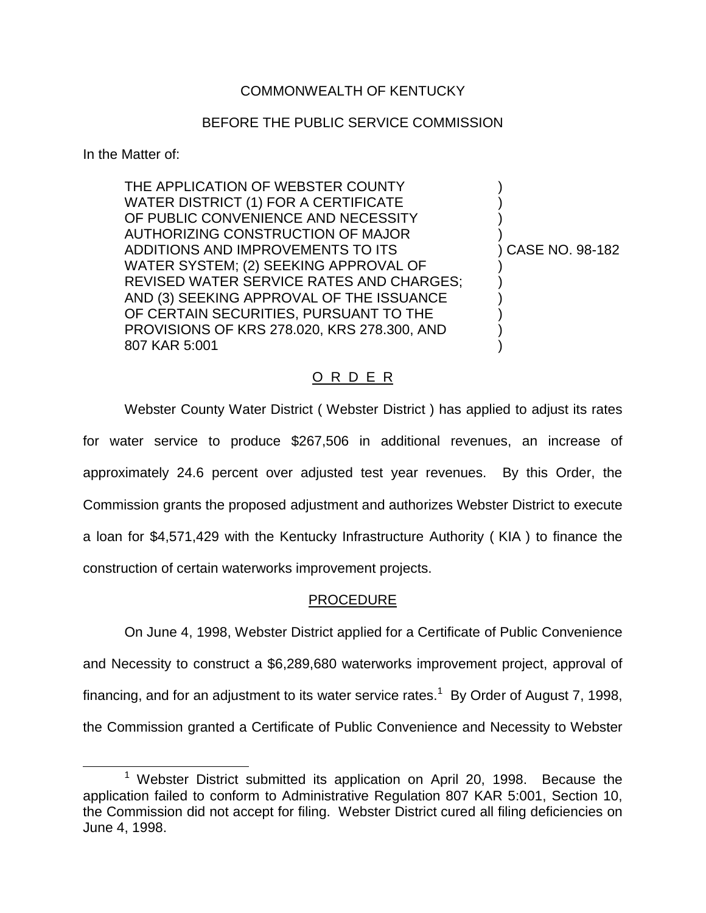COMMONWEALTH OF KENTUCKY

BEFORE THE PUBLIC SERVICE COMMISSION

In the Matter of:

| | |
|---|---|
| THE APPLICATION OF WEBSTER COUNTY WATER DISTRICT (1) FOR A CERTIFICATE OF PUBLIC CONVENIENCE AND NECESSITY AUTHORIZING CONSTRUCTION OF MAJOR ADDITIONS AND IMPROVEMENTS TO ITS WATER SYSTEM; (2) SEEKING APPROVAL OF REVISED WATER SERVICE RATES AND CHARGES; AND (3) SEEKING APPROVAL OF THE ISSUANCE OF CERTAIN SECURITIES, PURSUANT TO THE PROVISIONS OF KRS 278.020, KRS 278.300, AND 807 KAR 5:001 | ) CASE NO. 98-182 |

## O R D E R

Webster County Water District ( Webster District ) has applied to adjust its rates for water service to produce $267,506 in additional revenues, an increase of approximately 24.6 percent over adjusted test year revenues. By this Order, the Commission grants the proposed adjustment and authorizes Webster District to execute a loan for $4,571,429 with the Kentucky Infrastructure Authority ( KIA ) to finance the construction of certain waterworks improvement projects.

## PROCEDURE

On June 4, 1998, Webster District applied for a Certificate of Public Convenience and Necessity to construct a $6,289,680 waterworks improvement project, approval of financing, and for an adjustment to its water service rates.[1] By Order of August 7, 1998, the Commission granted a Certificate of Public Convenience and Necessity to Webster

[1] Webster District submitted its application on April 20, 1998. Because the application failed to conform to Administrative Regulation 807 KAR 5:001, Section 10, the Commission did not accept for filing. Webster District cured all filing deficiencies on June 4, 1998.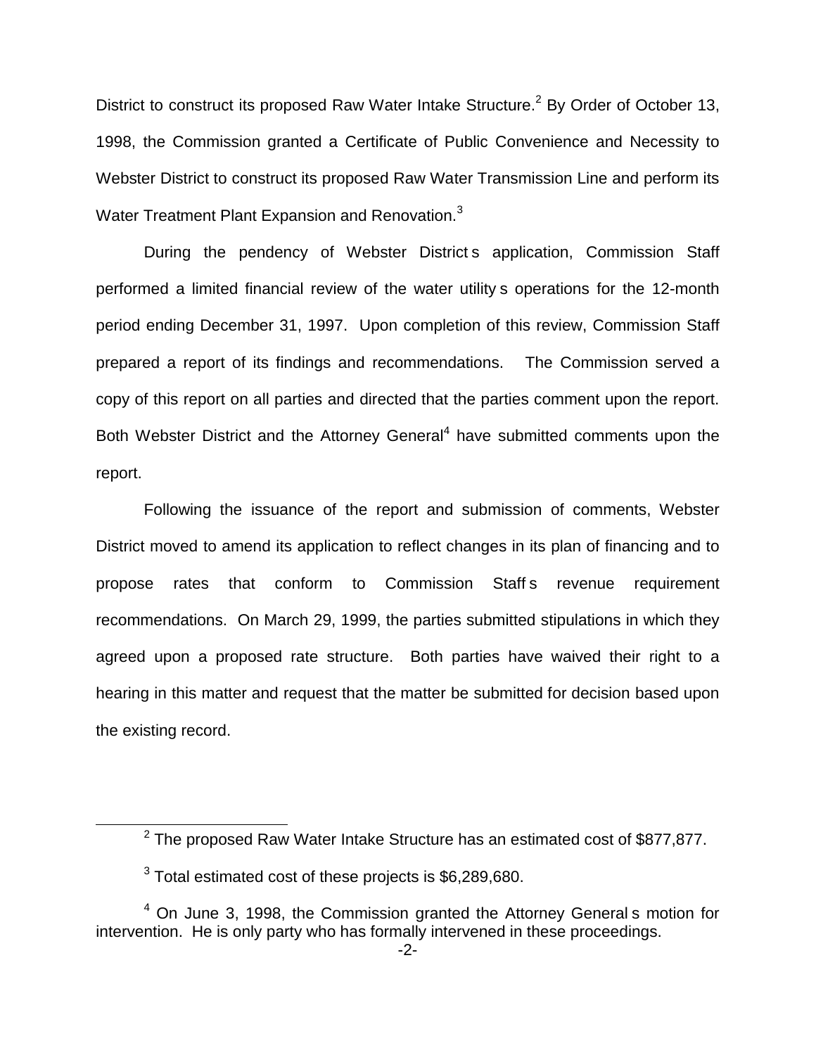District to construct its proposed Raw Water Intake Structure.[2] By Order of October 13, 1998, the Commission granted a Certificate of Public Convenience and Necessity to Webster District to construct its proposed Raw Water Transmission Line and perform its Water Treatment Plant Expansion and Renovation.[3]

During the pendency of Webster District s application, Commission Staff performed a limited financial review of the water utility s operations for the 12-month period ending December 31, 1997. Upon completion of this review, Commission Staff prepared a report of its findings and recommendations. The Commission served a copy of this report on all parties and directed that the parties comment upon the report. Both Webster District and the Attorney General[4] have submitted comments upon the report.

Following the issuance of the report and submission of comments, Webster District moved to amend its application to reflect changes in its plan of financing and to propose rates that conform to Commission Staff s revenue requirement recommendations. On March 29, 1999, the parties submitted stipulations in which they agreed upon a proposed rate structure. Both parties have waived their right to a hearing in this matter and request that the matter be submitted for decision based upon the existing record.

---

[2] The proposed Raw Water Intake Structure has an estimated cost of $877,877.

[3] Total estimated cost of these projects is $6,289,680.

[4] On June 3, 1998, the Commission granted the Attorney General s motion for intervention. He is only party who has formally intervened in these proceedings.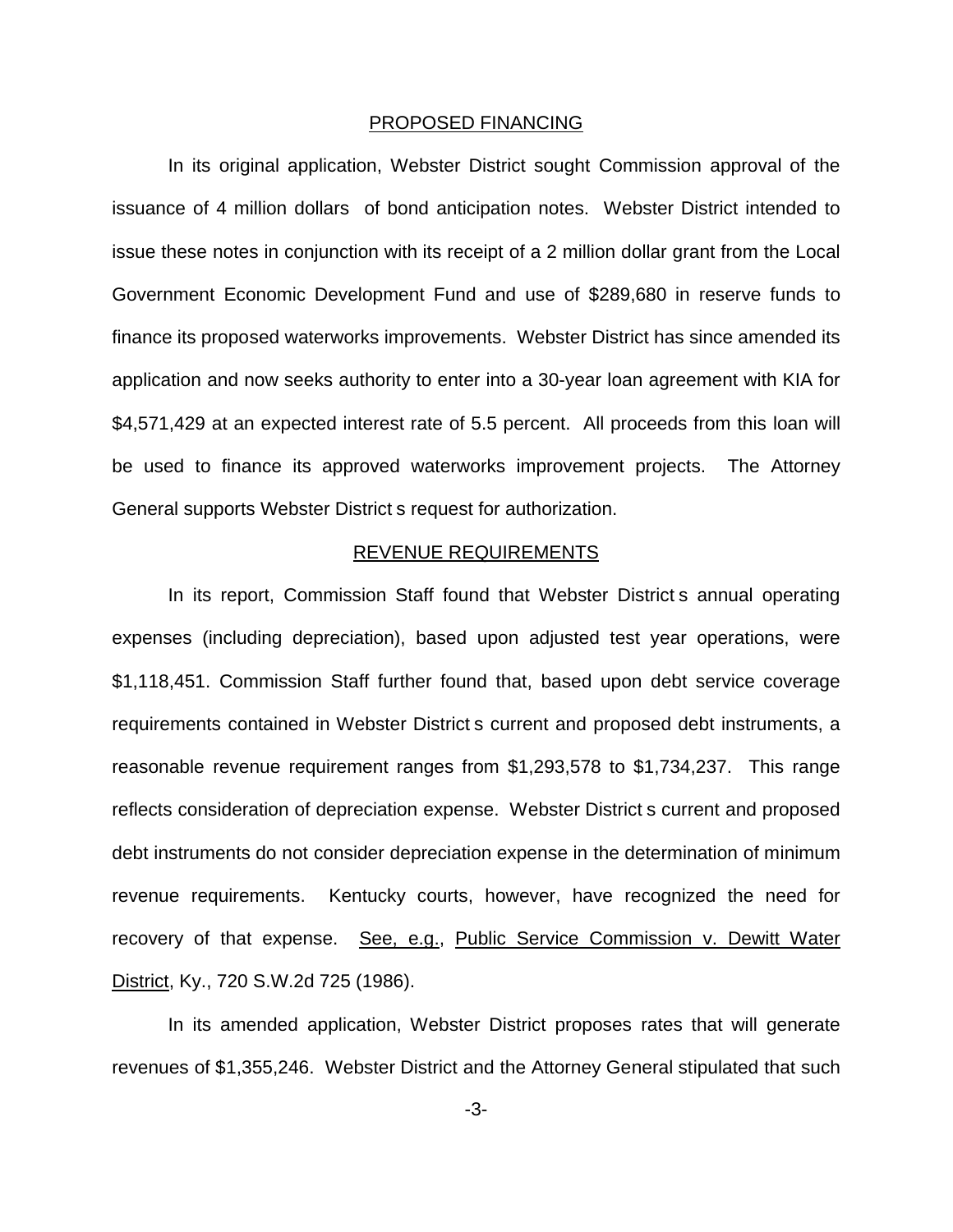## PROPOSED FINANCING

In its original application, Webster District sought Commission approval of the issuance of 4 million dollars of bond anticipation notes. Webster District intended to issue these notes in conjunction with its receipt of a 2 million dollar grant from the Local Government Economic Development Fund and use of $289,680 in reserve funds to finance its proposed waterworks improvements. Webster District has since amended its application and now seeks authority to enter into a 30-year loan agreement with KIA for $4,571,429 at an expected interest rate of 5.5 percent. All proceeds from this loan will be used to finance its approved waterworks improvement projects. The Attorney General supports Webster District s request for authorization.

## REVENUE REQUIREMENTS

In its report, Commission Staff found that Webster District s annual operating expenses (including depreciation), based upon adjusted test year operations, were $1,118,451. Commission Staff further found that, based upon debt service coverage requirements contained in Webster District s current and proposed debt instruments, a reasonable revenue requirement ranges from $1,293,578 to $1,734,237. This range reflects consideration of depreciation expense. Webster District s current and proposed debt instruments do not consider depreciation expense in the determination of minimum revenue requirements. Kentucky courts, however, have recognized the need for recovery of that expense. See, e.g., Public Service Commission v. Dewitt Water District, Ky., 720 S.W.2d 725 (1986).

In its amended application, Webster District proposes rates that will generate revenues of $1,355,246. Webster District and the Attorney General stipulated that such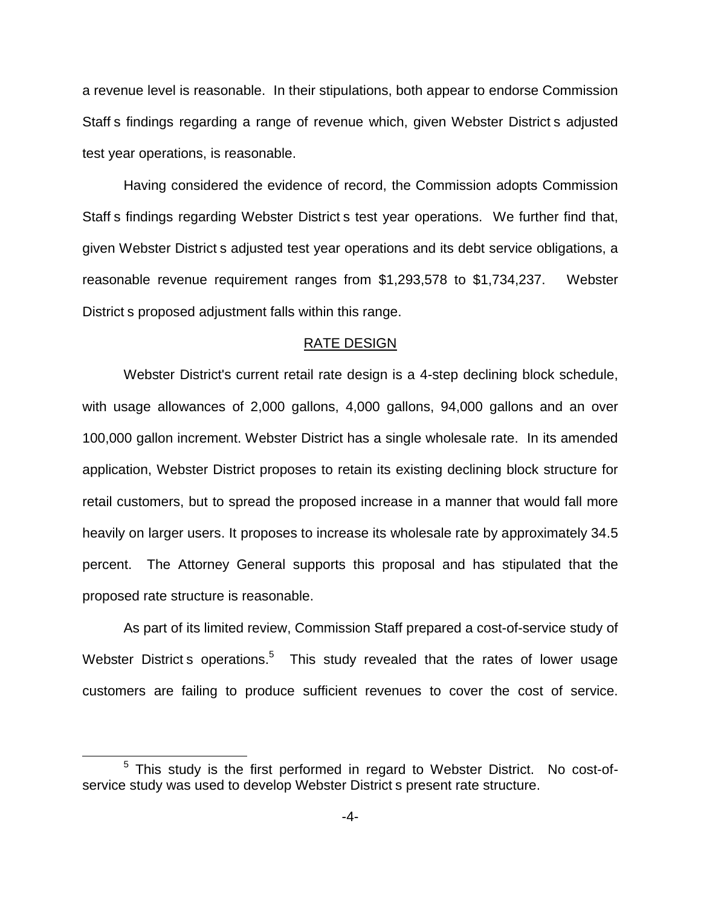a revenue level is reasonable. In their stipulations, both appear to endorse Commission Staff s findings regarding a range of revenue which, given Webster District s adjusted test year operations, is reasonable.

Having considered the evidence of record, the Commission adopts Commission Staff s findings regarding Webster District s test year operations. We further find that, given Webster District s adjusted test year operations and its debt service obligations, a reasonable revenue requirement ranges from $1,293,578 to $1,734,237. Webster District s proposed adjustment falls within this range.

## RATE DESIGN

Webster District's current retail rate design is a 4-step declining block schedule, with usage allowances of 2,000 gallons, 4,000 gallons, 94,000 gallons and an over 100,000 gallon increment. Webster District has a single wholesale rate. In its amended application, Webster District proposes to retain its existing declining block structure for retail customers, but to spread the proposed increase in a manner that would fall more heavily on larger users. It proposes to increase its wholesale rate by approximately 34.5 percent. The Attorney General supports this proposal and has stipulated that the proposed rate structure is reasonable.

As part of its limited review, Commission Staff prepared a cost-of-service study of Webster District s operations.[5] This study revealed that the rates of lower usage customers are failing to produce sufficient revenues to cover the cost of service.

[5] This study is the first performed in regard to Webster District. No cost-of-service study was used to develop Webster District s present rate structure.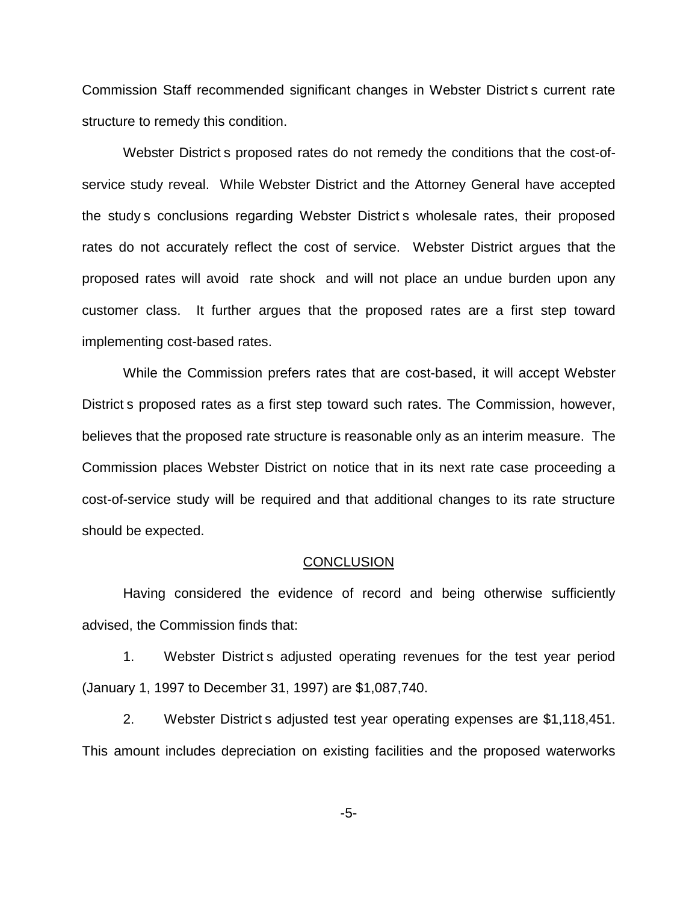Commission Staff recommended significant changes in Webster District s current rate structure to remedy this condition.

Webster District s proposed rates do not remedy the conditions that the cost-of-service study reveal. While Webster District and the Attorney General have accepted the study s conclusions regarding Webster District s wholesale rates, their proposed rates do not accurately reflect the cost of service. Webster District argues that the proposed rates will avoid rate shock and will not place an undue burden upon any customer class. It further argues that the proposed rates are a first step toward implementing cost-based rates.

While the Commission prefers rates that are cost-based, it will accept Webster District s proposed rates as a first step toward such rates. The Commission, however, believes that the proposed rate structure is reasonable only as an interim measure. The Commission places Webster District on notice that in its next rate case proceeding a cost-of-service study will be required and that additional changes to its rate structure should be expected.

## CONCLUSION

Having considered the evidence of record and being otherwise sufficiently advised, the Commission finds that:

1. Webster District s adjusted operating revenues for the test year period (January 1, 1997 to December 31, 1997) are $1,087,740.

2. Webster District s adjusted test year operating expenses are $1,118,451. This amount includes depreciation on existing facilities and the proposed waterworks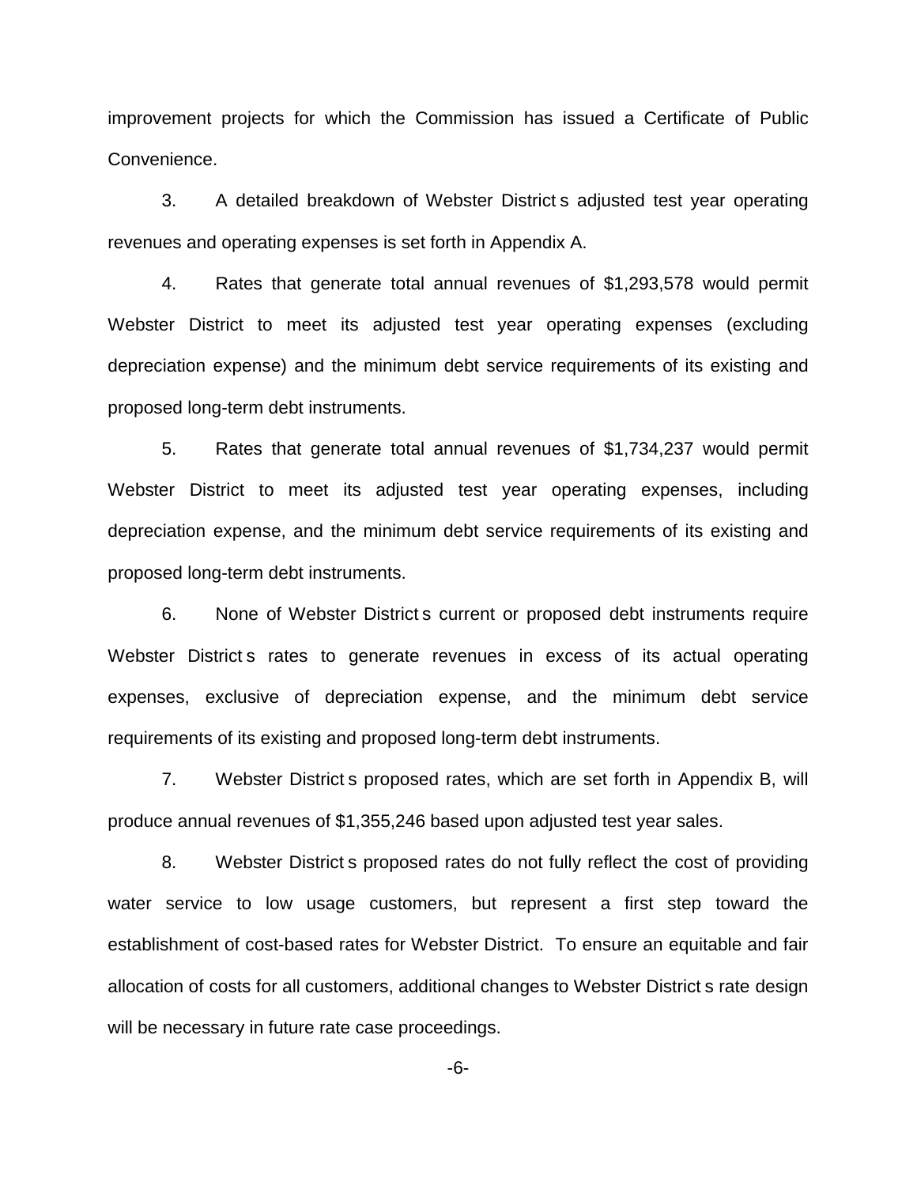improvement projects for which the Commission has issued a Certificate of Public Convenience.

3. A detailed breakdown of Webster District s adjusted test year operating revenues and operating expenses is set forth in Appendix A.

4. Rates that generate total annual revenues of $1,293,578 would permit Webster District to meet its adjusted test year operating expenses (excluding depreciation expense) and the minimum debt service requirements of its existing and proposed long-term debt instruments.

5. Rates that generate total annual revenues of $1,734,237 would permit Webster District to meet its adjusted test year operating expenses, including depreciation expense, and the minimum debt service requirements of its existing and proposed long-term debt instruments.

6. None of Webster District s current or proposed debt instruments require Webster District s rates to generate revenues in excess of its actual operating expenses, exclusive of depreciation expense, and the minimum debt service requirements of its existing and proposed long-term debt instruments.

7. Webster District s proposed rates, which are set forth in Appendix B, will produce annual revenues of $1,355,246 based upon adjusted test year sales.

8. Webster District s proposed rates do not fully reflect the cost of providing water service to low usage customers, but represent a first step toward the establishment of cost-based rates for Webster District. To ensure an equitable and fair allocation of costs for all customers, additional changes to Webster District s rate design will be necessary in future rate case proceedings.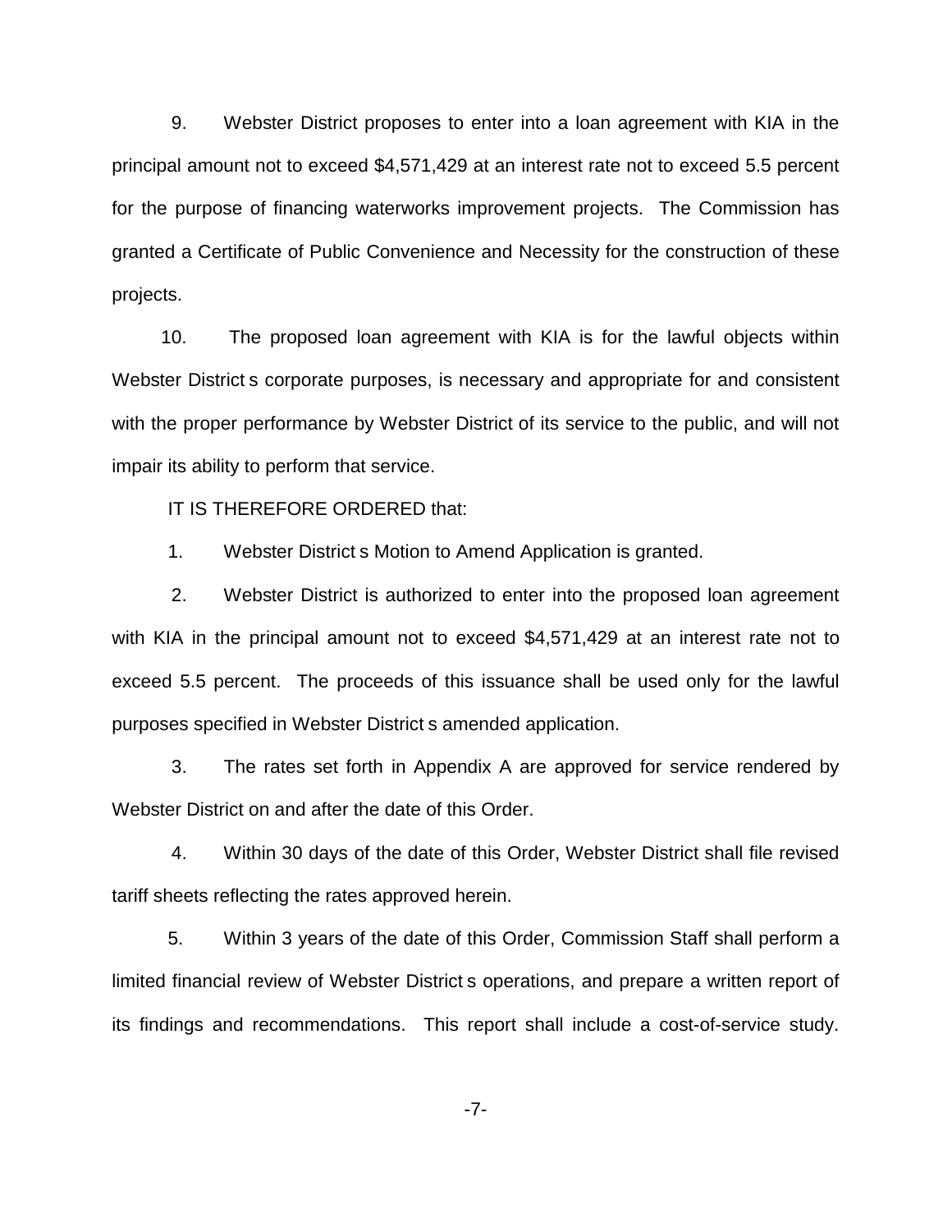9. Webster District proposes to enter into a loan agreement with KIA in the principal amount not to exceed $4,571,429 at an interest rate not to exceed 5.5 percent for the purpose of financing waterworks improvement projects. The Commission has granted a Certificate of Public Convenience and Necessity for the construction of these projects.

10. The proposed loan agreement with KIA is for the lawful objects within Webster District s corporate purposes, is necessary and appropriate for and consistent with the proper performance by Webster District of its service to the public, and will not impair its ability to perform that service.

IT IS THEREFORE ORDERED that:

1. Webster District s Motion to Amend Application is granted.

2. Webster District is authorized to enter into the proposed loan agreement with KIA in the principal amount not to exceed $4,571,429 at an interest rate not to exceed 5.5 percent. The proceeds of this issuance shall be used only for the lawful purposes specified in Webster District s amended application.

3. The rates set forth in Appendix A are approved for service rendered by Webster District on and after the date of this Order.

4. Within 30 days of the date of this Order, Webster District shall file revised tariff sheets reflecting the rates approved herein.

5. Within 3 years of the date of this Order, Commission Staff shall perform a limited financial review of Webster District s operations, and prepare a written report of its findings and recommendations. This report shall include a cost-of-service study.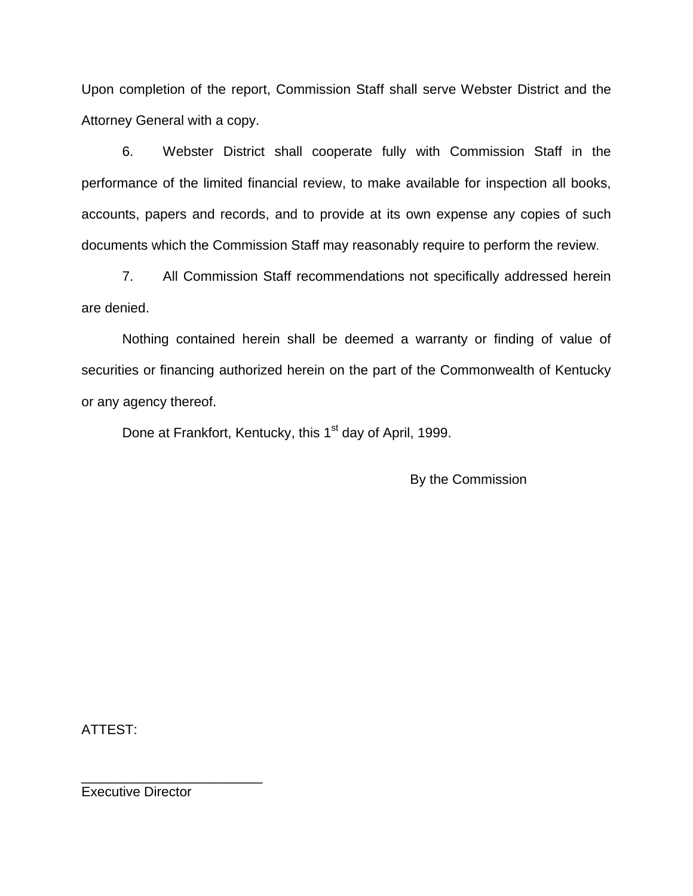Upon completion of the report, Commission Staff shall serve Webster District and the Attorney General with a copy.

6. Webster District shall cooperate fully with Commission Staff in the performance of the limited financial review, to make available for inspection all books, accounts, papers and records, and to provide at its own expense any copies of such documents which the Commission Staff may reasonably require to perform the review.

7. All Commission Staff recommendations not specifically addressed herein are denied.

Nothing contained herein shall be deemed a warranty or finding of value of securities or financing authorized herein on the part of the Commonwealth of Kentucky or any agency thereof.

Done at Frankfort, Kentucky, this 1st day of April, 1999.

By the Commission

ATTEST:

________________________
Executive Director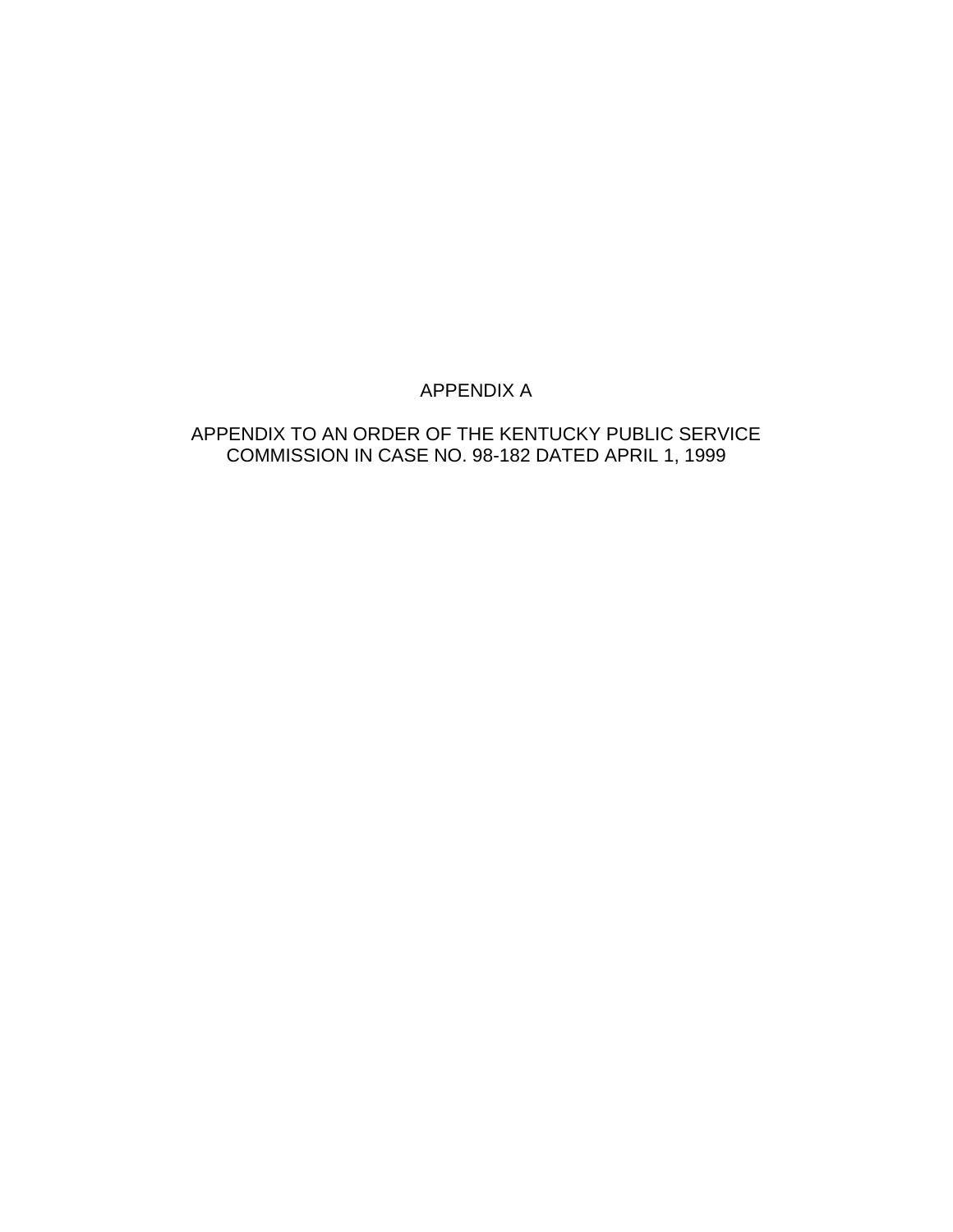# APPENDIX A

APPENDIX TO AN ORDER OF THE KENTUCKY PUBLIC SERVICE COMMISSION IN CASE NO. 98-182 DATED APRIL 1, 1999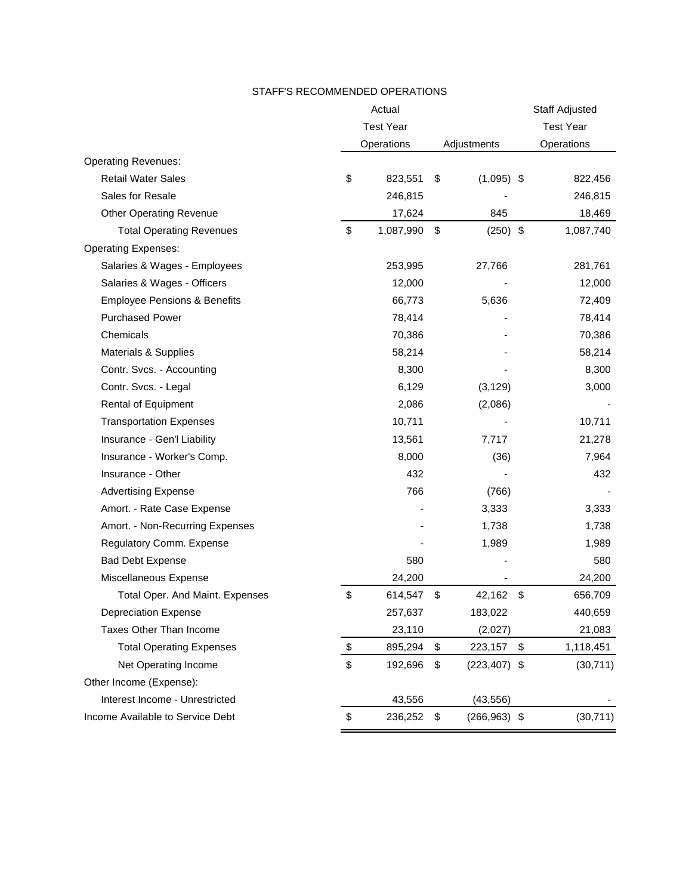STAFF'S RECOMMENDED OPERATIONS

| | Actual Test Year Operations | Adjustments | Staff Adjusted Test Year Operations |
|---|---|---|---|
| Operating Revenues: | | | |
| Retail Water Sales | $ 823,551 | $ (1,095) | $ 822,456 |
| Sales for Resale | 246,815 | - | 246,815 |
| Other Operating Revenue | 17,624 | 845 | 18,469 |
| Total Operating Revenues | $ 1,087,990 | $ (250) | $ 1,087,740 |
| Operating Expenses: | | | |
| Salaries & Wages - Employees | 253,995 | 27,766 | 281,761 |
| Salaries & Wages - Officers | 12,000 | - | 12,000 |
| Employee Pensions & Benefits | 66,773 | 5,636 | 72,409 |
| Purchased Power | 78,414 | - | 78,414 |
| Chemicals | 70,386 | - | 70,386 |
| Materials & Supplies | 58,214 | - | 58,214 |
| Contr. Svcs. - Accounting | 8,300 | - | 8,300 |
| Contr. Svcs. - Legal | 6,129 | (3,129) | 3,000 |
| Rental of Equipment | 2,086 | (2,086) | - |
| Transportation Expenses | 10,711 | - | 10,711 |
| Insurance - Gen'l Liability | 13,561 | 7,717 | 21,278 |
| Insurance - Worker's Comp. | 8,000 | (36) | 7,964 |
| Insurance - Other | 432 | - | 432 |
| Advertising Expense | 766 | (766) | - |
| Amort. - Rate Case Expense | - | 3,333 | 3,333 |
| Amort. - Non-Recurring Expenses | - | 1,738 | 1,738 |
| Regulatory Comm. Expense | - | 1,989 | 1,989 |
| Bad Debt Expense | 580 | - | 580 |
| Miscellaneous Expense | 24,200 | - | 24,200 |
| Total Oper. And Maint. Expenses | $ 614,547 | $ 42,162 | $ 656,709 |
| Depreciation Expense | 257,637 | 183,022 | 440,659 |
| Taxes Other Than Income | 23,110 | (2,027) | 21,083 |
| Total Operating Expenses | $ 895,294 | $ 223,157 | $ 1,118,451 |
| Net Operating Income | $ 192,696 | $ (223,407) | $ (30,711) |
| Other Income (Expense): | | | |
| Interest Income - Unrestricted | 43,556 | (43,556) | - |
| Income Available to Service Debt | $ 236,252 | $ (266,963) | $ (30,711) |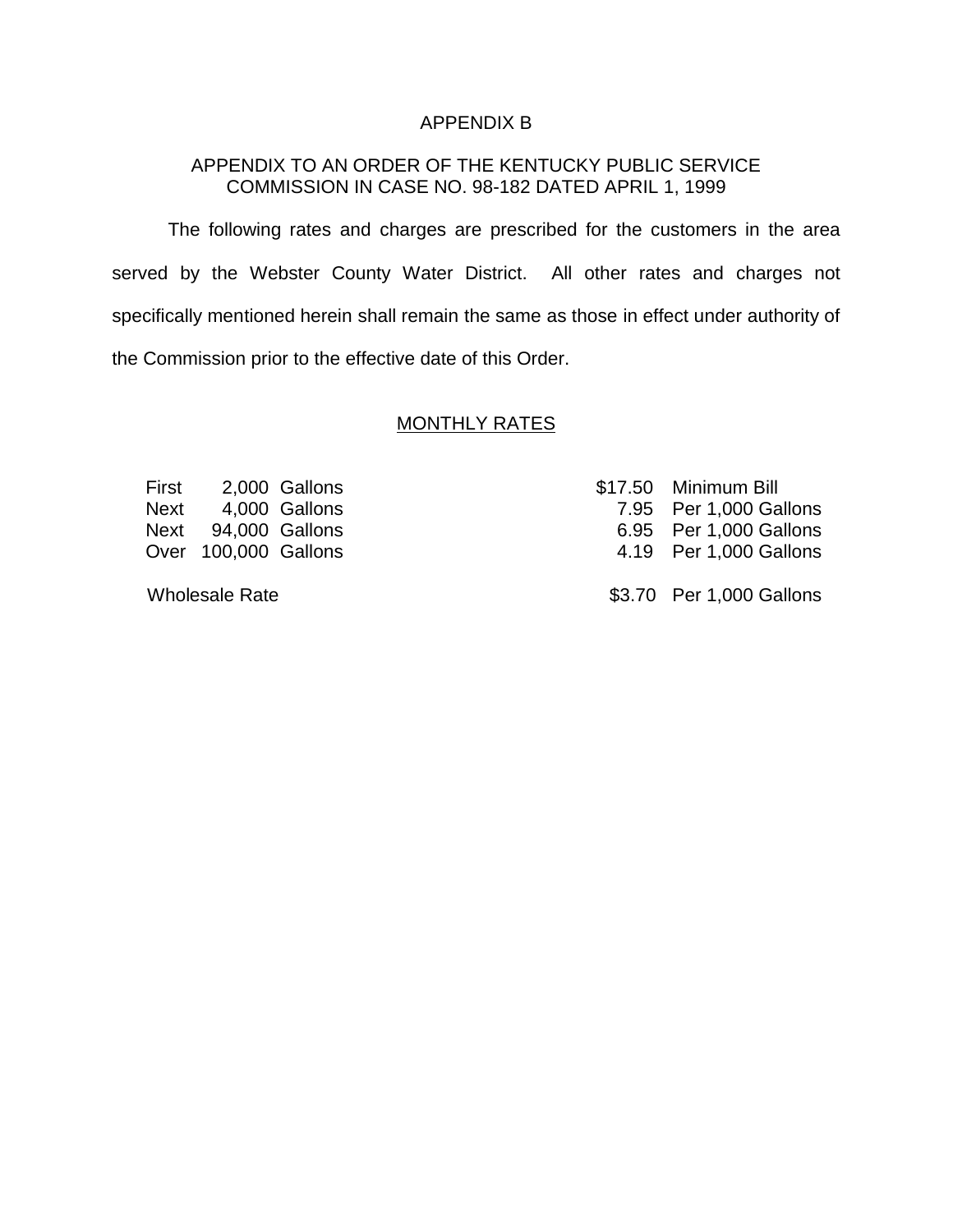# APPENDIX B

## APPENDIX TO AN ORDER OF THE KENTUCKY PUBLIC SERVICE COMMISSION IN CASE NO. 98-182 DATED APRIL 1, 1999

The following rates and charges are prescribed for the customers in the area served by the Webster County Water District. All other rates and charges not specifically mentioned herein shall remain the same as those in effect under authority of the Commission prior to the effective date of this Order.

### MONTHLY RATES

| | | | | |
|---|---|---|---|---|
| First | 2,000 | Gallons | $17.50 | Minimum Bill |
| Next | 4,000 | Gallons | 7.95 | Per 1,000 Gallons |
| Next | 94,000 | Gallons | 6.95 | Per 1,000 Gallons |
| Over | 100,000 | Gallons | 4.19 | Per 1,000 Gallons |
| Wholesale Rate | | | $3.70 | Per 1,000 Gallons |